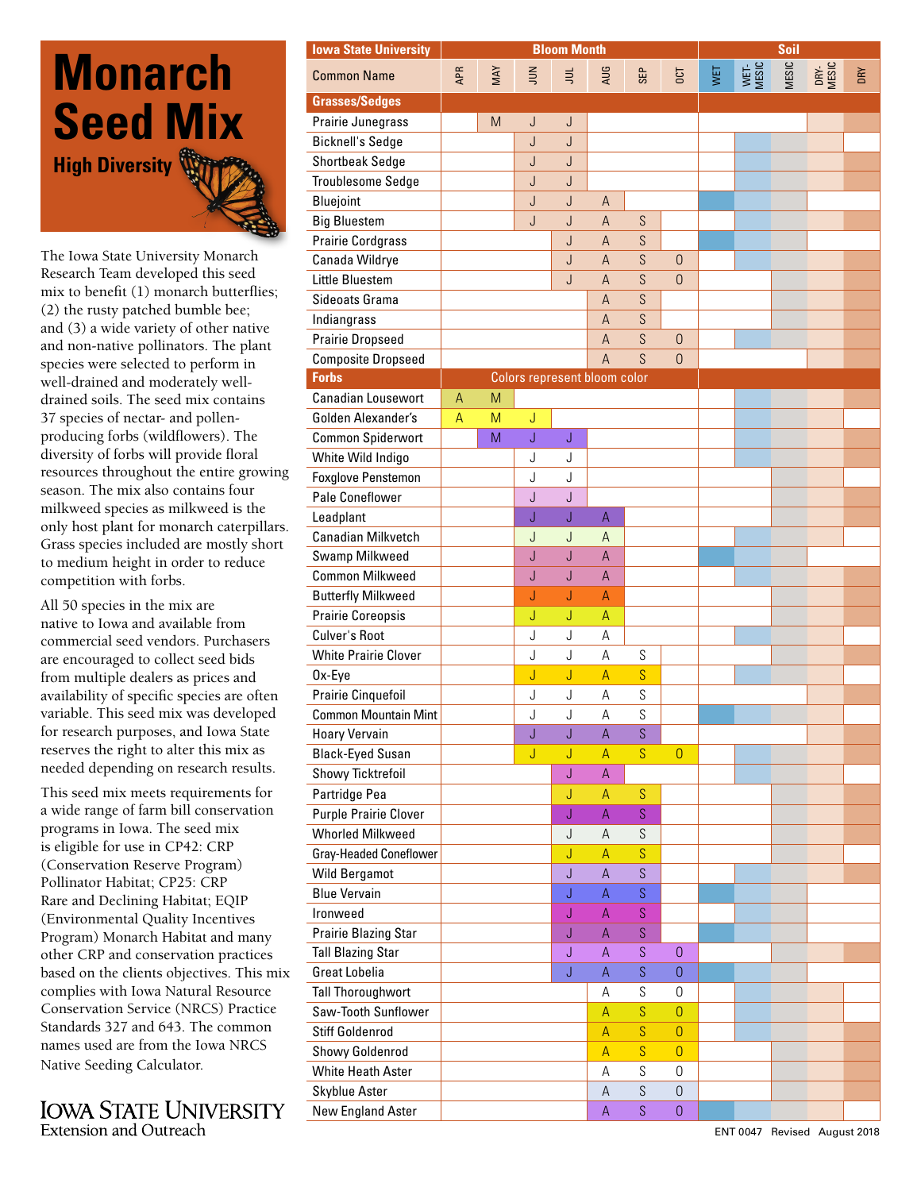# Monarch Seed Mix

## High Diversity

The Iowa State University Monarch Research Team developed this seed mix to benefit (1) monarch butterflies; (2) the rusty patched bumble bee; and (3) a wide variety of other native and non-native pollinators. The plant species were selected to perform in well-drained and moderately well-drained soils. The seed mix contains 37 species of nectar- and pollen-producing forbs (wildflowers). The diversity of forbs will provide floral resources throughout the entire growing season. The mix also contains four milkweed species as milkweed is the only host plant for monarch caterpillars. Grass species included are mostly short to medium height in order to reduce competition with forbs.

All 50 species in the mix are native to Iowa and available from commercial seed vendors. Purchasers are encouraged to collect seed bids from multiple dealers as prices and availability of specific species are often variable. This seed mix was developed for research purposes, and Iowa State reserves the right to alter this mix as needed depending on research results.

This seed mix meets requirements for a wide range of farm bill conservation programs in Iowa. The seed mix is eligible for use in CP42: CRP (Conservation Reserve Program) Pollinator Habitat; CP25: CRP Rare and Declining Habitat; EQIP (Environmental Quality Incentives Program) Monarch Habitat and many other CRP and conservation practices based on the clients objectives. This mix complies with Iowa Natural Resource Conservation Service (NRCS) Practice Standards 327 and 643. The common names used are from the Iowa NRCS Native Seeding Calculator.

Iowa State University
Extension and Outreach

| Iowa State University | Bloom Month | | | | | | | Soil | | | | |
|---|---|---|---|---|---|---|---|---|---|---|---|---|
| Common Name | APR | MAY | JUN | JUL | AUG | SEP | OCT | WET | WET-MESIC | MESIC | DRY-MESIC | DRY |
| **Grasses/Sedges** | | | | | | | | | | | | |
| Prairie Junegrass | | M | J | J | | | | | | | X | X |
| Bicknell's Sedge | | | J | J | | | | | X | X | X | |
| Shortbeak Sedge | | | J | J | | | | | X | X | X | X |
| Troublesome Sedge | | | J | J | | | | | X | X | X | X |
| Bluejoint | | | J | J | A | | | X | X | X | | |
| Big Bluestem | | | J | J | A | S | | | X | X | X | X |
| Prairie Cordgrass | | | | J | A | S | | X | X | X | | |
| Canada Wildrye | | | | J | A | S | O | | X | X | X | X |
| Little Bluestem | | | | J | A | S | O | | | X | X | X |
| Sideoats Grama | | | | | A | S | | | | X | X | X |
| Indiangrass | | | | | A | S | | | | X | X | X |
| Prairie Dropseed | | | | | A | S | O | | X | X | X | X |
| Composite Dropseed | | | | | A | S | O | | | | X | X |
| **Forbs** | Colors represent bloom color | | | | | | | | | | | |
| Canadian Lousewort | A | M | | | | | | | X | X | X | X |
| Golden Alexander's | A | M | J | | | | | | X | X | X | |
| Common Spiderwort | | M | J | J | | | | | X | X | X | X |
| White Wild Indigo | | | J | J | | | | | X | X | X | X |
| Foxglove Penstemon | | | J | J | | | | | | X | X | X |
| Pale Coneflower | | | J | J | | | | | | X | X | X |
| Leadplant | | | J | J | A | | | | | X | X | X |
| Canadian Milkvetch | | | J | J | A | | | | X | X | X | |
| Swamp Milkweed | | | J | J | A | | | X | X | X | | |
| Common Milkweed | | | J | J | A | | | | X | X | X | X |
| Butterfly Milkweed | | | J | J | A | | | | | X | X | X |
| Prairie Coreopsis | | | J | J | A | | | | | X | X | X |
| Culver's Root | | | J | J | A | | | | X | X | X | |
| White Prairie Clover | | | J | J | A | S | | | | X | X | X |
| Ox-Eye | | | J | J | A | S | | | X | X | X | |
| Prairie Cinquefoil | | | J | J | A | S | | | | | X | X |
| Common Mountain Mint | | | J | J | A | S | | X | X | X | X | |
| Hoary Vervain | | | J | J | A | S | | | | X | X | X |
| Black-Eyed Susan | | | J | J | A | S | O | | X | X | X | X |
| Showy Ticktrefoil | | | | J | A | | | | X | X | X | |
| Partridge Pea | | | | J | A | S | | | | X | X | X |
| Purple Prairie Clover | | | | J | A | S | | | | X | X | X |
| Whorled Milkweed | | | | J | A | S | | | | X | X | X |
| Gray-Headed Coneflower | | | | J | A | S | | | X | X | X | |
| Wild Bergamot | | | | J | A | S | | | X | X | X | X |
| Blue Vervain | | | | J | A | S | | X | X | X | | |
| Ironweed | | | | J | A | S | | | X | X | | |
| Prairie Blazing Star | | | | J | A | S | | X | X | X | | |
| Tall Blazing Star | | | | J | A | S | O | | | X | X | X |
| Great Lobelia | | | | J | A | S | O | X | X | X | | |
| Tall Thoroughwort | | | | | A | S | O | | X | X | X | |
| Saw-Tooth Sunflower | | | | | A | S | O | | X | X | X | |
| Stiff Goldenrod | | | | | A | S | O | | X | X | X | X |
| Showy Goldenrod | | | | | A | S | O | | | X | X | X |
| White Heath Aster | | | | | A | S | O | | | X | X | X |
| Skyblue Aster | | | | | A | S | O | | | X | X | X |
| New England Aster | | | | | A | S | O | X | X | X | X | |

ENT 0047 Revised August 2018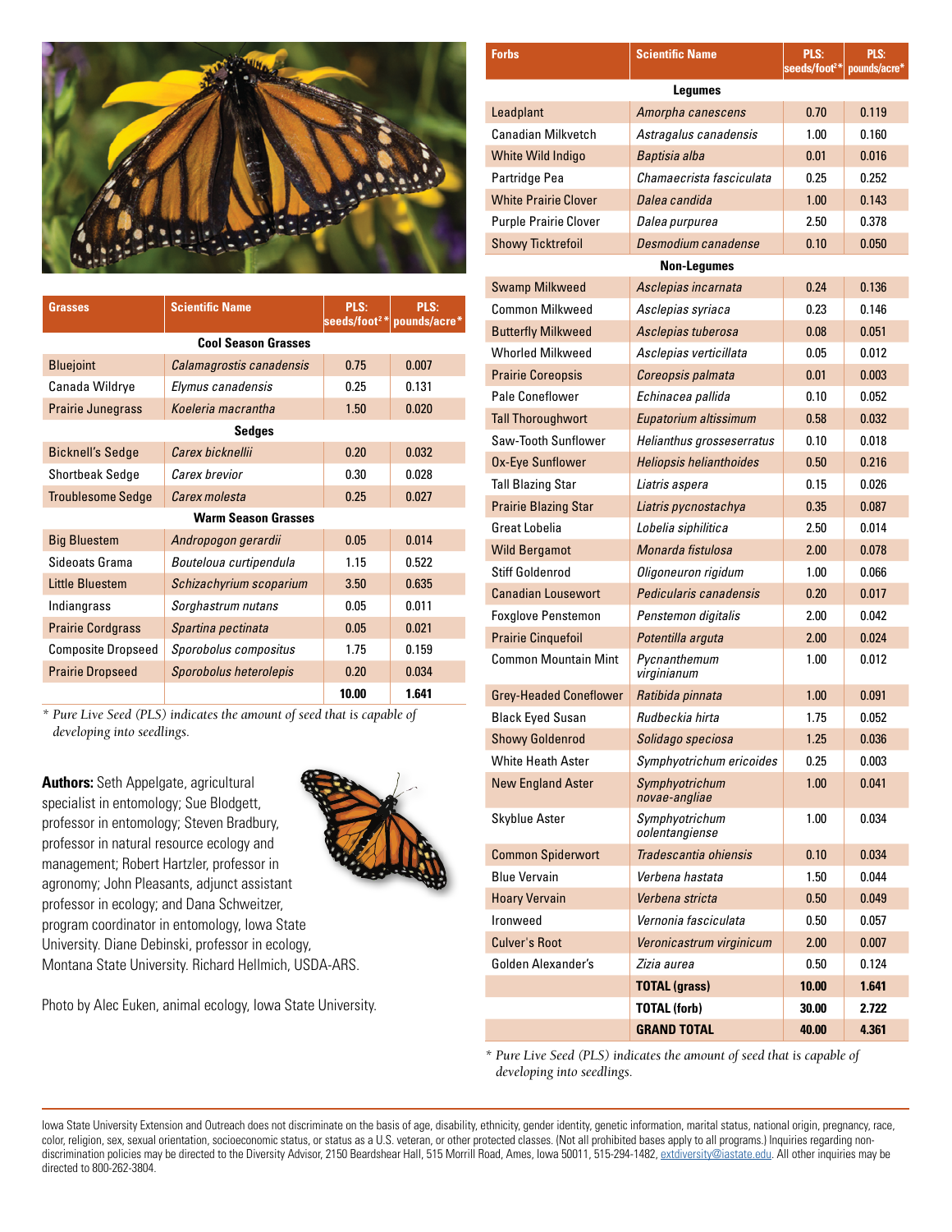| Grasses | Scientific Name | PLS: seeds/foot²* | PLS: pounds/acre* |
|---|---|---|---|
| **Cool Season Grasses** | | | |
| Bluejoint | *Calamagrostis canadensis* | 0.75 | 0.007 |
| Canada Wildrye | *Elymus canadensis* | 0.25 | 0.131 |
| Prairie Junegrass | *Koeleria macrantha* | 1.50 | 0.020 |
| **Sedges** | | | |
| Bicknell's Sedge | *Carex bicknellii* | 0.20 | 0.032 |
| Shortbeak Sedge | *Carex brevior* | 0.30 | 0.028 |
| Troublesome Sedge | *Carex molesta* | 0.25 | 0.027 |
| **Warm Season Grasses** | | | |
| Big Bluestem | *Andropogon gerardii* | 0.05 | 0.014 |
| Sideoats Grama | *Bouteloua curtipendula* | 1.15 | 0.522 |
| Little Bluestem | *Schizachyrium scoparium* | 3.50 | 0.635 |
| Indiangrass | *Sorghastrum nutans* | 0.05 | 0.011 |
| Prairie Cordgrass | *Spartina pectinata* | 0.05 | 0.021 |
| Composite Dropseed | *Sporobolus compositus* | 1.75 | 0.159 |
| Prairie Dropseed | *Sporobolus heterolepis* | 0.20 | 0.034 |
| | | **10.00** | **1.641** |

\* *Pure Live Seed (PLS) indicates the amount of seed that is capable of developing into seedlings.*

**Authors:** Seth Appelgate, agricultural specialist in entomology; Sue Blodgett, professor in entomology; Steven Bradbury, professor in natural resource ecology and management; Robert Hartzler, professor in agronomy; John Pleasants, adjunct assistant professor in ecology; and Dana Schweitzer, program coordinator in entomology, Iowa State University. Diane Debinski, professor in ecology, Montana State University. Richard Hellmich, USDA-ARS.

Photo by Alec Euken, animal ecology, Iowa State University.

| Forbs | Scientific Name | PLS: seeds/foot²* | PLS: pounds/acre* |
|---|---|---|---|
| **Legumes** | | | |
| Leadplant | *Amorpha canescens* | 0.70 | 0.119 |
| Canadian Milkvetch | *Astragalus canadensis* | 1.00 | 0.160 |
| White Wild Indigo | *Baptisia alba* | 0.01 | 0.016 |
| Partridge Pea | *Chamaecrista fasciculata* | 0.25 | 0.252 |
| White Prairie Clover | *Dalea candida* | 1.00 | 0.143 |
| Purple Prairie Clover | *Dalea purpurea* | 2.50 | 0.378 |
| Showy Ticktrefoil | *Desmodium canadense* | 0.10 | 0.050 |
| **Non-Legumes** | | | |
| Swamp Milkweed | *Asclepias incarnata* | 0.24 | 0.136 |
| Common Milkweed | *Asclepias syriaca* | 0.23 | 0.146 |
| Butterfly Milkweed | *Asclepias tuberosa* | 0.08 | 0.051 |
| Whorled Milkweed | *Asclepias verticillata* | 0.05 | 0.012 |
| Prairie Coreopsis | *Coreopsis palmata* | 0.01 | 0.003 |
| Pale Coneflower | *Echinacea pallida* | 0.10 | 0.052 |
| Tall Thoroughwort | *Eupatorium altissimum* | 0.58 | 0.032 |
| Saw-Tooth Sunflower | *Helianthus grosseserratus* | 0.10 | 0.018 |
| Ox-Eye Sunflower | *Heliopsis helianthoides* | 0.50 | 0.216 |
| Tall Blazing Star | *Liatris aspera* | 0.15 | 0.026 |
| Prairie Blazing Star | *Liatris pycnostachya* | 0.35 | 0.087 |
| Great Lobelia | *Lobelia siphilitica* | 2.50 | 0.014 |
| Wild Bergamot | *Monarda fistulosa* | 2.00 | 0.078 |
| Stiff Goldenrod | *Oligoneuron rigidum* | 1.00 | 0.066 |
| Canadian Lousewort | *Pedicularis canadensis* | 0.20 | 0.017 |
| Foxglove Penstemon | *Penstemon digitalis* | 2.00 | 0.042 |
| Prairie Cinquefoil | *Potentilla arguta* | 2.00 | 0.024 |
| Common Mountain Mint | *Pycnanthemum virginianum* | 1.00 | 0.012 |
| Grey-Headed Coneflower | *Ratibida pinnata* | 1.00 | 0.091 |
| Black Eyed Susan | *Rudbeckia hirta* | 1.75 | 0.052 |
| Showy Goldenrod | *Solidago speciosa* | 1.25 | 0.036 |
| White Heath Aster | *Symphyotrichum ericoides* | 0.25 | 0.003 |
| New England Aster | *Symphyotrichum novae-angliae* | 1.00 | 0.041 |
| Skyblue Aster | *Symphyotrichum oolentangiense* | 1.00 | 0.034 |
| Common Spiderwort | *Tradescantia ohiensis* | 0.10 | 0.034 |
| Blue Vervain | *Verbena hastata* | 1.50 | 0.044 |
| Hoary Vervain | *Verbena stricta* | 0.50 | 0.049 |
| Ironweed | *Vernonia fasciculata* | 0.50 | 0.057 |
| Culver's Root | *Veronicastrum virginicum* | 2.00 | 0.007 |
| Golden Alexander's | *Zizia aurea* | 0.50 | 0.124 |
| | **TOTAL (grass)** | **10.00** | **1.641** |
| | **TOTAL (forb)** | **30.00** | **2.722** |
| | **GRAND TOTAL** | **40.00** | **4.361** |

\* *Pure Live Seed (PLS) indicates the amount of seed that is capable of developing into seedlings.*

Iowa State University Extension and Outreach does not discriminate on the basis of age, disability, ethnicity, gender identity, genetic information, marital status, national origin, pregnancy, race, color, religion, sex, sexual orientation, socioeconomic status, or status as a U.S. veteran, or other protected classes. (Not all prohibited bases apply to all programs.) Inquiries regarding non-discrimination policies may be directed to the Diversity Advisor, 2150 Beardshear Hall, 515 Morrill Road, Ames, Iowa 50011, 515-294-1482, extdiversity@iastate.edu. All other inquiries may be directed to 800-262-3804.